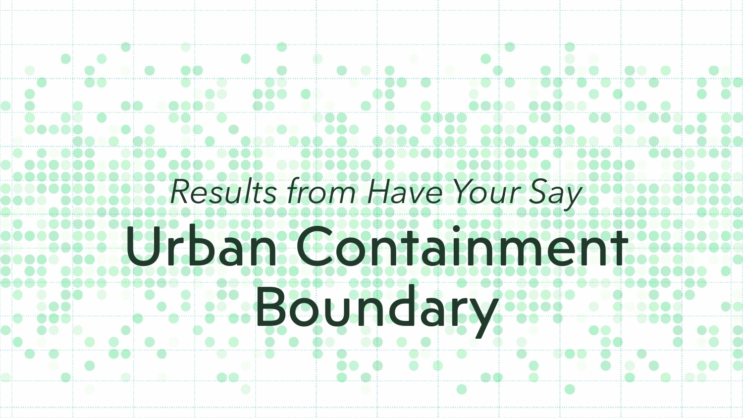*Results from Have Your Say*

# Urban Containment Boundary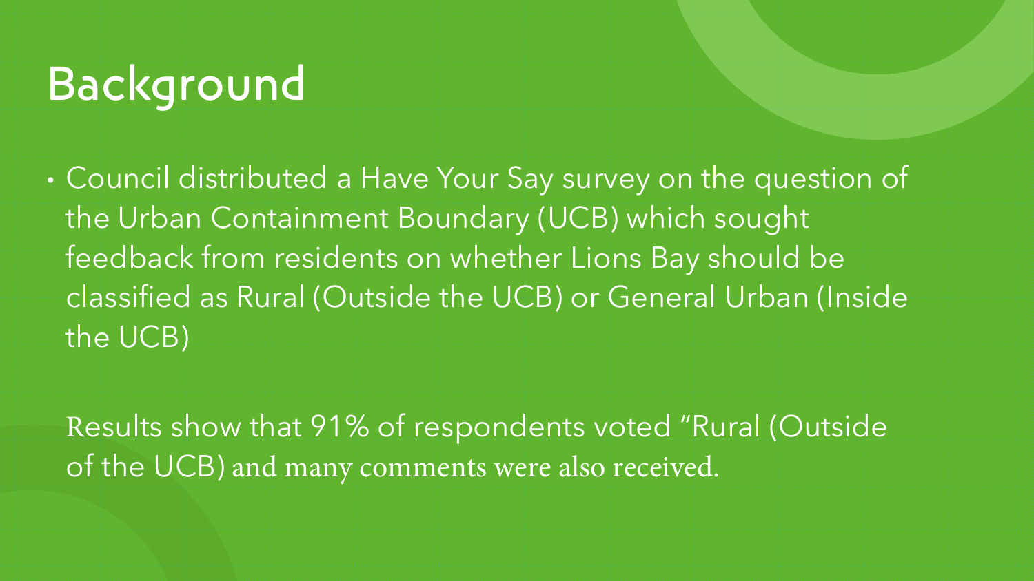# Background

- Council distributed a Have Your Say survey on the question of the Urban Containment Boundary (UCB) which sought feedback from residents on whether Lions Bay should be classified as Rural (Outside the UCB) or General Urban (Inside the UCB)

Results show that 91% of respondents voted "Rural (Outside of the UCB) and many comments were also received.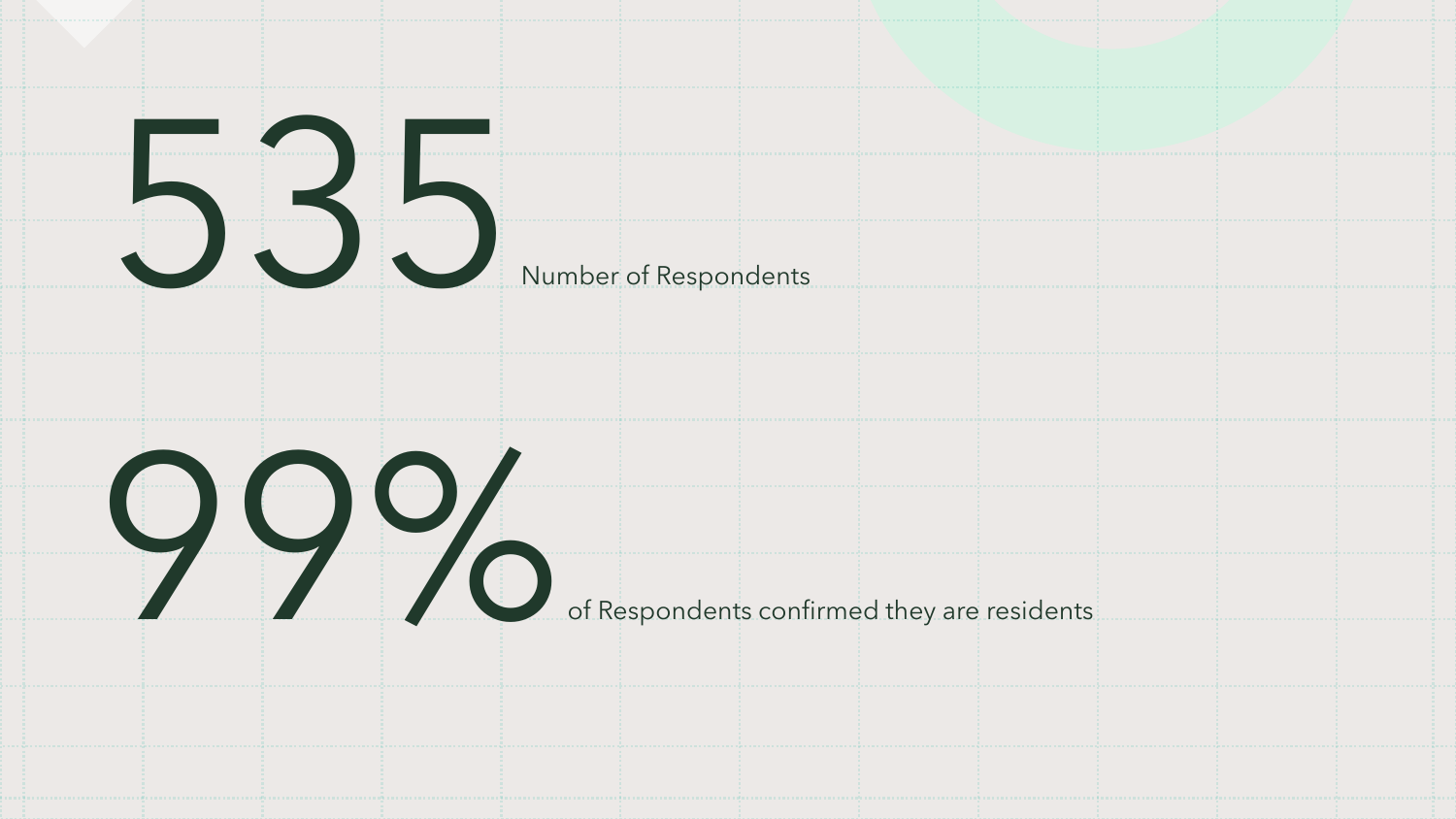# 535

Number of Respondents

# 99%

of Respondents confirmed they are residents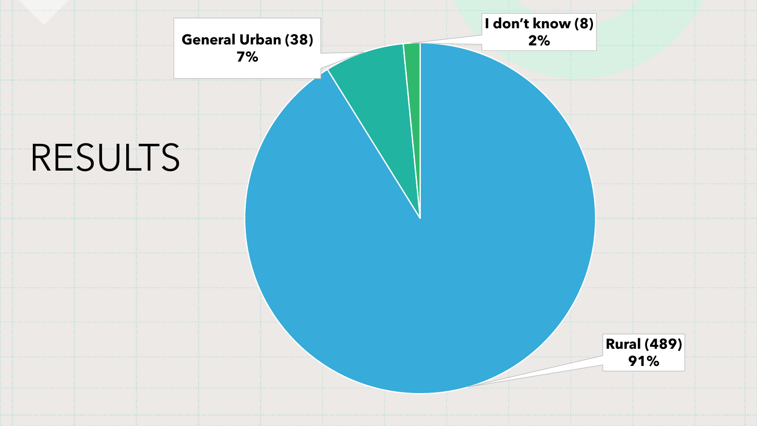# RESULTS

General Urban (38)
7%

I don't know (8)
2%

Rural (489)
91%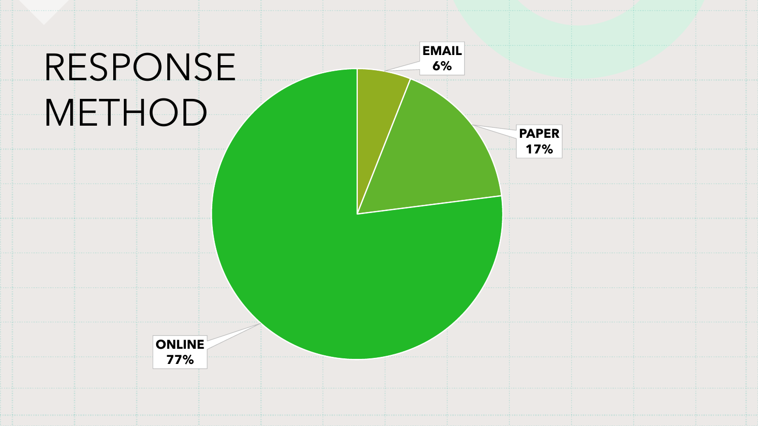# RESPONSE METHOD

EMAIL
6%

PAPER
17%

ONLINE
77%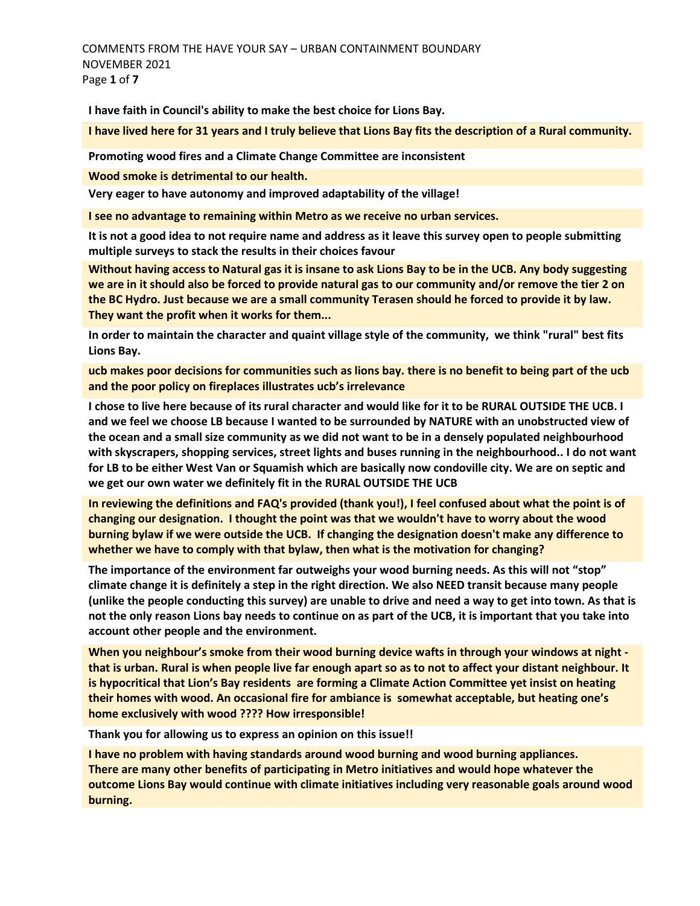COMMENTS FROM THE HAVE YOUR SAY – URBAN CONTAINMENT BOUNDARY
NOVEMBER 2021

**I have faith in Council's ability to make the best choice for Lions Bay.**

**I have lived here for 31 years and I truly believe that Lions Bay fits the description of a Rural community.**

**Promoting wood fires and a Climate Change Committee are inconsistent**

**Wood smoke is detrimental to our health.**

**Very eager to have autonomy and improved adaptability of the village!**

**I see no advantage to remaining within Metro as we receive no urban services.**

**It is not a good idea to not require name and address as it leave this survey open to people submitting multiple surveys to stack the results in their choices favour**

**Without having access to Natural gas it is insane to ask Lions Bay to be in the UCB. Any body suggesting we are in it should also be forced to provide natural gas to our community and/or remove the tier 2 on the BC Hydro. Just because we are a small community Terasen should he forced to provide it by law. They want the profit when it works for them...**

**In order to maintain the character and quaint village style of the community, we think "rural" best fits Lions Bay.**

**ucb makes poor decisions for communities such as lions bay. there is no benefit to being part of the ucb and the poor policy on fireplaces illustrates ucb's irrelevance**

**I chose to live here because of its rural character and would like for it to be RURAL OUTSIDE THE UCB. I and we feel we choose LB because I wanted to be surrounded by NATURE with an unobstructed view of the ocean and a small size community as we did not want to be in a densely populated neighbourhood with skyscrapers, shopping services, street lights and buses running in the neighbourhood.. I do not want for LB to be either West Van or Squamish which are basically now condoville city. We are on septic and we get our own water we definitely fit in the RURAL OUTSIDE THE UCB**

**In reviewing the definitions and FAQ's provided (thank you!), I feel confused about what the point is of changing our designation. I thought the point was that we wouldn't have to worry about the wood burning bylaw if we were outside the UCB. If changing the designation doesn't make any difference to whether we have to comply with that bylaw, then what is the motivation for changing?**

**The importance of the environment far outweighs your wood burning needs. As this will not "stop" climate change it is definitely a step in the right direction. We also NEED transit because many people (unlike the people conducting this survey) are unable to drive and need a way to get into town. As that is not the only reason Lions bay needs to continue on as part of the UCB, it is important that you take into account other people and the environment.**

**When you neighbour's smoke from their wood burning device wafts in through your windows at night - that is urban. Rural is when people live far enough apart so as to not to affect your distant neighbour. It is hypocritical that Lion's Bay residents are forming a Climate Action Committee yet insist on heating their homes with wood. An occasional fire for ambiance is somewhat acceptable, but heating one's home exclusively with wood ???? How irresponsible!**

**Thank you for allowing us to express an opinion on this issue!!**

**I have no problem with having standards around wood burning and wood burning appliances. There are many other benefits of participating in Metro initiatives and would hope whatever the outcome Lions Bay would continue with climate initiatives including very reasonable goals around wood burning.**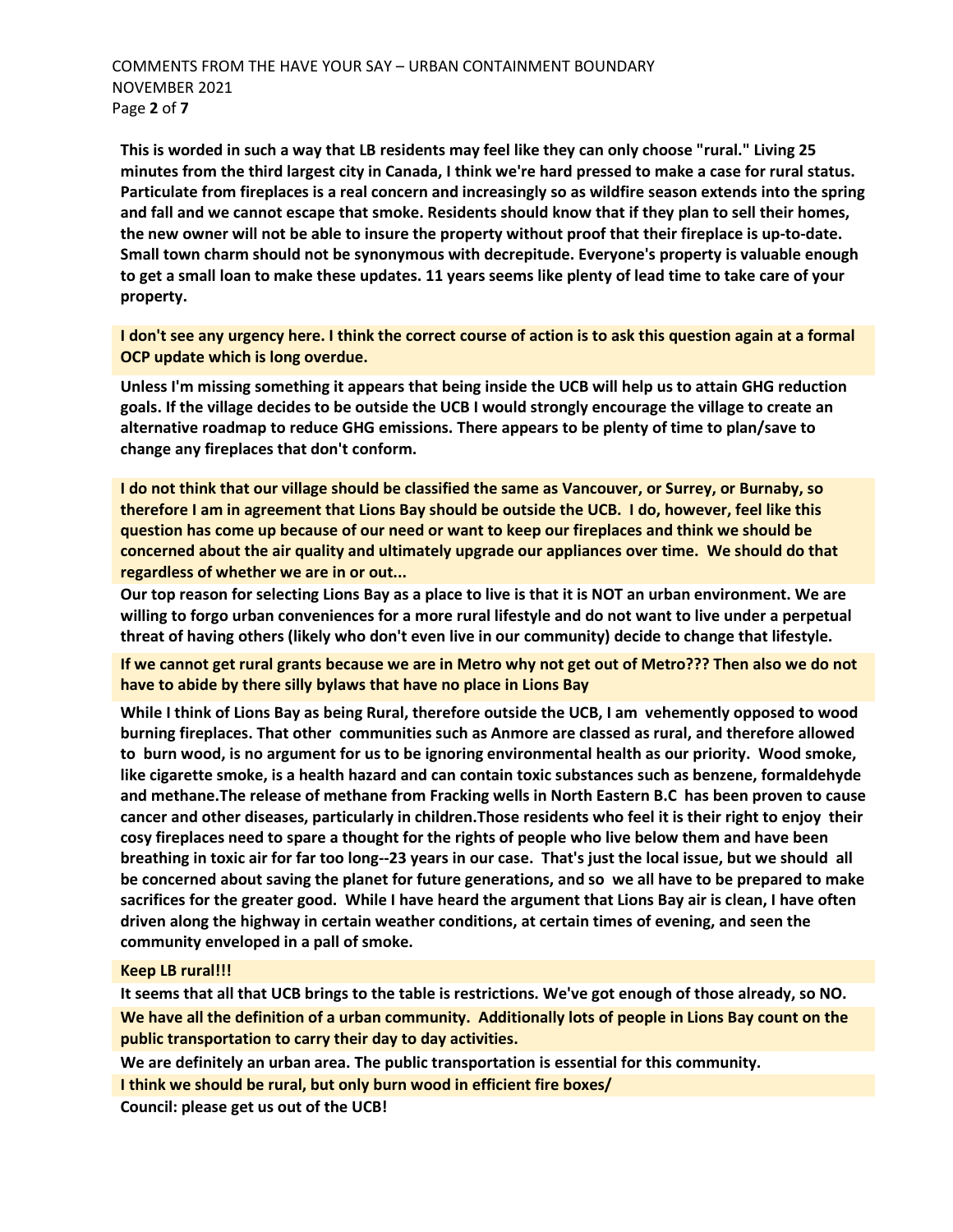**This is worded in such a way that LB residents may feel like they can only choose "rural." Living 25 minutes from the third largest city in Canada, I think we're hard pressed to make a case for rural status. Particulate from fireplaces is a real concern and increasingly so as wildfire season extends into the spring and fall and we cannot escape that smoke. Residents should know that if they plan to sell their homes, the new owner will not be able to insure the property without proof that their fireplace is up-to-date. Small town charm should not be synonymous with decrepitude. Everyone's property is valuable enough to get a small loan to make these updates. 11 years seems like plenty of lead time to take care of your property.**

**I don't see any urgency here. I think the correct course of action is to ask this question again at a formal OCP update which is long overdue.**

**Unless I'm missing something it appears that being inside the UCB will help us to attain GHG reduction goals. If the village decides to be outside the UCB I would strongly encourage the village to create an alternative roadmap to reduce GHG emissions. There appears to be plenty of time to plan/save to change any fireplaces that don't conform.**

**I do not think that our village should be classified the same as Vancouver, or Surrey, or Burnaby, so therefore I am in agreement that Lions Bay should be outside the UCB. I do, however, feel like this question has come up because of our need or want to keep our fireplaces and think we should be concerned about the air quality and ultimately upgrade our appliances over time. We should do that regardless of whether we are in or out...**

**Our top reason for selecting Lions Bay as a place to live is that it is NOT an urban environment. We are willing to forgo urban conveniences for a more rural lifestyle and do not want to live under a perpetual threat of having others (likely who don't even live in our community) decide to change that lifestyle.**

**If we cannot get rural grants because we are in Metro why not get out of Metro??? Then also we do not have to abide by there silly bylaws that have no place in Lions Bay**

**While I think of Lions Bay as being Rural, therefore outside the UCB, I am vehemently opposed to wood burning fireplaces. That other communities such as Anmore are classed as rural, and therefore allowed to burn wood, is no argument for us to be ignoring environmental health as our priority. Wood smoke, like cigarette smoke, is a health hazard and can contain toxic substances such as benzene, formaldehyde and methane.The release of methane from Fracking wells in North Eastern B.C has been proven to cause cancer and other diseases, particularly in children.Those residents who feel it is their right to enjoy their cosy fireplaces need to spare a thought for the rights of people who live below them and have been breathing in toxic air for far too long--23 years in our case. That's just the local issue, but we should all be concerned about saving the planet for future generations, and so we all have to be prepared to make sacrifices for the greater good. While I have heard the argument that Lions Bay air is clean, I have often driven along the highway in certain weather conditions, at certain times of evening, and seen the community enveloped in a pall of smoke.**

**Keep LB rural!!!**

**It seems that all that UCB brings to the table is restrictions. We've got enough of those already, so NO.**

**We have all the definition of a urban community. Additionally lots of people in Lions Bay count on the public transportation to carry their day to day activities.**

**We are definitely an urban area. The public transportation is essential for this community.**

**I think we should be rural, but only burn wood in efficient fire boxes/**

**Council: please get us out of the UCB!**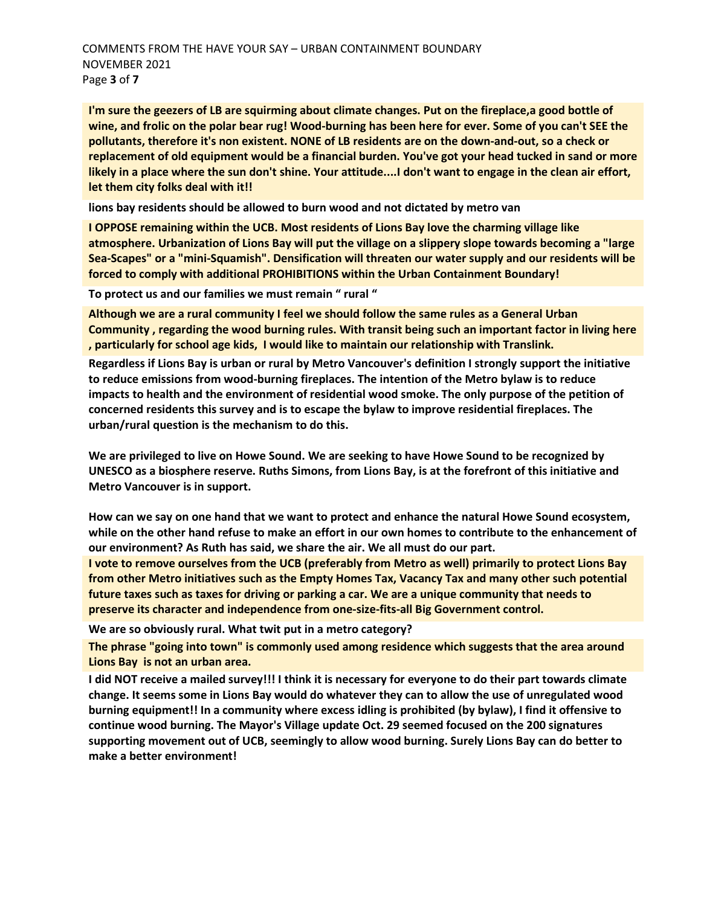**I'm sure the geezers of LB are squirming about climate changes. Put on the fireplace,a good bottle of wine, and frolic on the polar bear rug! Wood-burning has been here for ever. Some of you can't SEE the pollutants, therefore it's non existent. NONE of LB residents are on the down-and-out, so a check or replacement of old equipment would be a financial burden. You've got your head tucked in sand or more likely in a place where the sun don't shine. Your attitude....I don't want to engage in the clean air effort, let them city folks deal with it!!**

**lions bay residents should be allowed to burn wood and not dictated by metro van**

**I OPPOSE remaining within the UCB. Most residents of Lions Bay love the charming village like atmosphere. Urbanization of Lions Bay will put the village on a slippery slope towards becoming a "large Sea-Scapes" or a "mini-Squamish". Densification will threaten our water supply and our residents will be forced to comply with additional PROHIBITIONS within the Urban Containment Boundary!**

**To protect us and our families we must remain " rural "**

**Although we are a rural community I feel we should follow the same rules as a General Urban Community , regarding the wood burning rules. With transit being such an important factor in living here , particularly for school age kids, I would like to maintain our relationship with Translink.**

**Regardless if Lions Bay is urban or rural by Metro Vancouver's definition I strongly support the initiative to reduce emissions from wood-burning fireplaces. The intention of the Metro bylaw is to reduce impacts to health and the environment of residential wood smoke. The only purpose of the petition of concerned residents this survey and is to escape the bylaw to improve residential fireplaces. The urban/rural question is the mechanism to do this.**

**We are privileged to live on Howe Sound. We are seeking to have Howe Sound to be recognized by UNESCO as a biosphere reserve. Ruths Simons, from Lions Bay, is at the forefront of this initiative and Metro Vancouver is in support.**

**How can we say on one hand that we want to protect and enhance the natural Howe Sound ecosystem, while on the other hand refuse to make an effort in our own homes to contribute to the enhancement of our environment? As Ruth has said, we share the air. We all must do our part.**

**I vote to remove ourselves from the UCB (preferably from Metro as well) primarily to protect Lions Bay from other Metro initiatives such as the Empty Homes Tax, Vacancy Tax and many other such potential future taxes such as taxes for driving or parking a car. We are a unique community that needs to preserve its character and independence from one-size-fits-all Big Government control.**

**We are so obviously rural. What twit put in a metro category?**

**The phrase "going into town" is commonly used among residence which suggests that the area around Lions Bay is not an urban area.**

**I did NOT receive a mailed survey!!! I think it is necessary for everyone to do their part towards climate change. It seems some in Lions Bay would do whatever they can to allow the use of unregulated wood burning equipment!! In a community where excess idling is prohibited (by bylaw), I find it offensive to continue wood burning. The Mayor's Village update Oct. 29 seemed focused on the 200 signatures supporting movement out of UCB, seemingly to allow wood burning. Surely Lions Bay can do better to make a better environment!**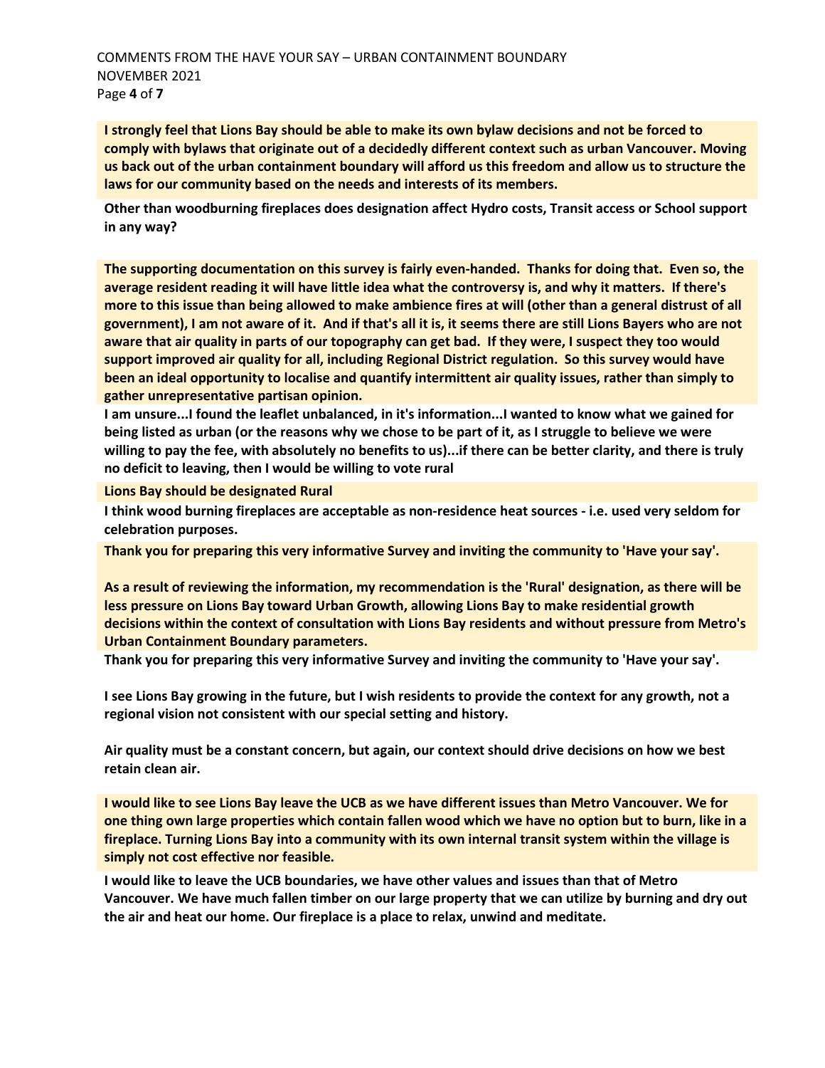**I strongly feel that Lions Bay should be able to make its own bylaw decisions and not be forced to comply with bylaws that originate out of a decidedly different context such as urban Vancouver. Moving us back out of the urban containment boundary will afford us this freedom and allow us to structure the laws for our community based on the needs and interests of its members.**

**Other than woodburning fireplaces does designation affect Hydro costs, Transit access or School support in any way?**

**The supporting documentation on this survey is fairly even-handed. Thanks for doing that. Even so, the average resident reading it will have little idea what the controversy is, and why it matters. If there's more to this issue than being allowed to make ambience fires at will (other than a general distrust of all government), I am not aware of it. And if that's all it is, it seems there are still Lions Bayers who are not aware that air quality in parts of our topography can get bad. If they were, I suspect they too would support improved air quality for all, including Regional District regulation. So this survey would have been an ideal opportunity to localise and quantify intermittent air quality issues, rather than simply to gather unrepresentative partisan opinion.**

**I am unsure...I found the leaflet unbalanced, in it's information...I wanted to know what we gained for being listed as urban (or the reasons why we chose to be part of it, as I struggle to believe we were willing to pay the fee, with absolutely no benefits to us)...if there can be better clarity, and there is truly no deficit to leaving, then I would be willing to vote rural**

**Lions Bay should be designated Rural**

**I think wood burning fireplaces are acceptable as non-residence heat sources - i.e. used very seldom for celebration purposes.**

**Thank you for preparing this very informative Survey and inviting the community to 'Have your say'.**

**As a result of reviewing the information, my recommendation is the 'Rural' designation, as there will be less pressure on Lions Bay toward Urban Growth, allowing Lions Bay to make residential growth decisions within the context of consultation with Lions Bay residents and without pressure from Metro's Urban Containment Boundary parameters.**

**Thank you for preparing this very informative Survey and inviting the community to 'Have your say'.**

**I see Lions Bay growing in the future, but I wish residents to provide the context for any growth, not a regional vision not consistent with our special setting and history.**

**Air quality must be a constant concern, but again, our context should drive decisions on how we best retain clean air.**

**I would like to see Lions Bay leave the UCB as we have different issues than Metro Vancouver. We for one thing own large properties which contain fallen wood which we have no option but to burn, like in a fireplace. Turning Lions Bay into a community with its own internal transit system within the village is simply not cost effective nor feasible.**

**I would like to leave the UCB boundaries, we have other values and issues than that of Metro Vancouver. We have much fallen timber on our large property that we can utilize by burning and dry out the air and heat our home. Our fireplace is a place to relax, unwind and meditate.**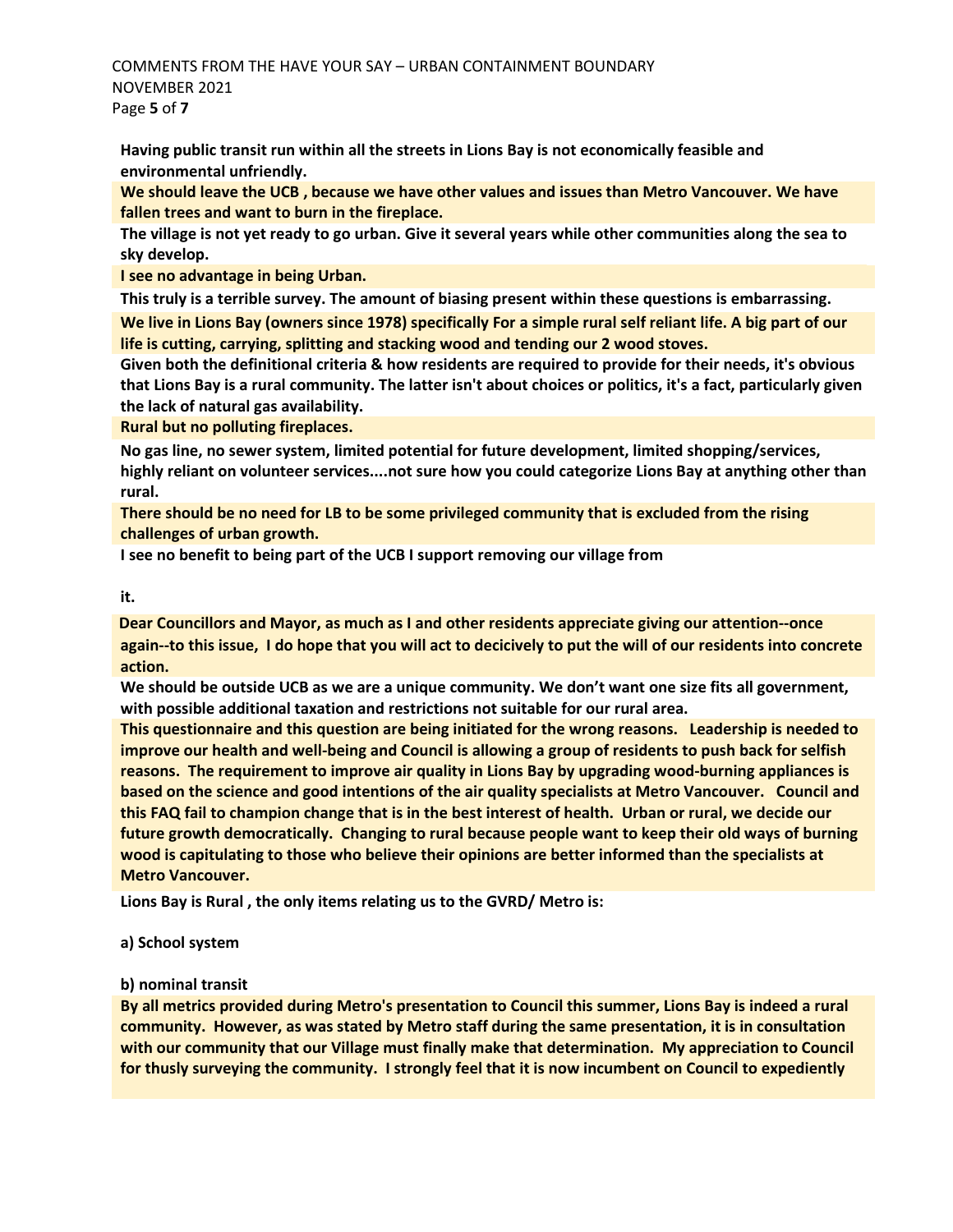**Having public transit run within all the streets in Lions Bay is not economically feasible and environmental unfriendly.**

**We should leave the UCB , because we have other values and issues than Metro Vancouver. We have fallen trees and want to burn in the fireplace.**

**The village is not yet ready to go urban. Give it several years while other communities along the sea to sky develop.**

**I see no advantage in being Urban.**

**This truly is a terrible survey. The amount of biasing present within these questions is embarrassing.**

**We live in Lions Bay (owners since 1978) specifically For a simple rural self reliant life. A big part of our life is cutting, carrying, splitting and stacking wood and tending our 2 wood stoves.**

**Given both the definitional criteria & how residents are required to provide for their needs, it's obvious that Lions Bay is a rural community. The latter isn't about choices or politics, it's a fact, particularly given the lack of natural gas availability.**

**Rural but no polluting fireplaces.**

**No gas line, no sewer system, limited potential for future development, limited shopping/services, highly reliant on volunteer services....not sure how you could categorize Lions Bay at anything other than rural.**

**There should be no need for LB to be some privileged community that is excluded from the rising challenges of urban growth.**

**I see no benefit to being part of the UCB I support removing our village from**

**it.**

**Dear Councillors and Mayor, as much as I and other residents appreciate giving our attention--once again--to this issue, I do hope that you will act to decicively to put the will of our residents into concrete action.**

**We should be outside UCB as we are a unique community. We don't want one size fits all government, with possible additional taxation and restrictions not suitable for our rural area.**

**This questionnaire and this question are being initiated for the wrong reasons. Leadership is needed to improve our health and well-being and Council is allowing a group of residents to push back for selfish reasons. The requirement to improve air quality in Lions Bay by upgrading wood-burning appliances is based on the science and good intentions of the air quality specialists at Metro Vancouver. Council and this FAQ fail to champion change that is in the best interest of health. Urban or rural, we decide our future growth democratically. Changing to rural because people want to keep their old ways of burning wood is capitulating to those who believe their opinions are better informed than the specialists at Metro Vancouver.**

**Lions Bay is Rural , the only items relating us to the GVRD/ Metro is:**

**a) School system**

**b) nominal transit**

**By all metrics provided during Metro's presentation to Council this summer, Lions Bay is indeed a rural community. However, as was stated by Metro staff during the same presentation, it is in consultation with our community that our Village must finally make that determination. My appreciation to Council for thusly surveying the community. I strongly feel that it is now incumbent on Council to expediently**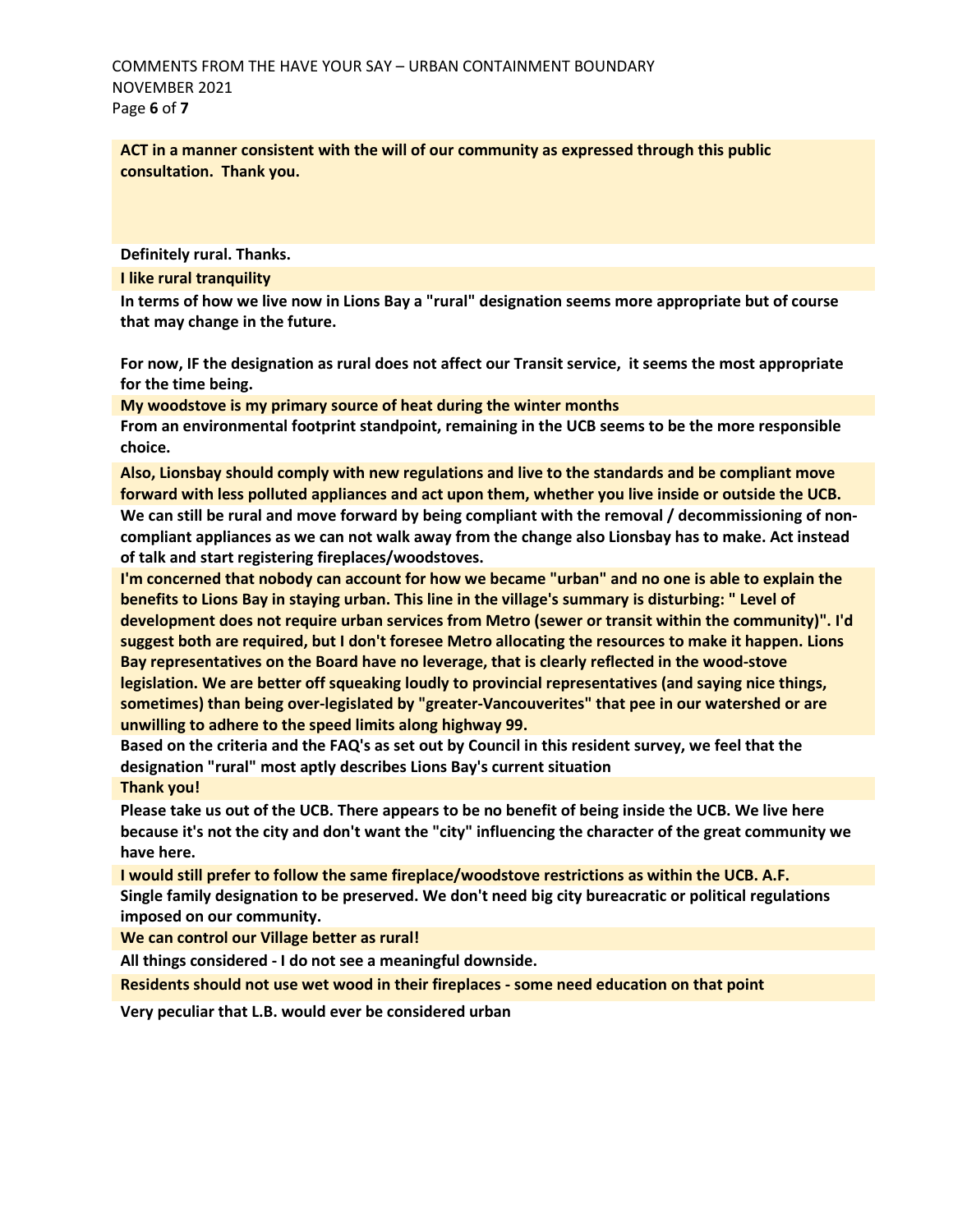**ACT in a manner consistent with the will of our community as expressed through this public consultation. Thank you.**

**Definitely rural. Thanks.**

**I like rural tranquility**

**In terms of how we live now in Lions Bay a "rural" designation seems more appropriate but of course that may change in the future.**

**For now, IF the designation as rural does not affect our Transit service, it seems the most appropriate for the time being.**

**My woodstove is my primary source of heat during the winter months**

**From an environmental footprint standpoint, remaining in the UCB seems to be the more responsible choice.**

**Also, Lionsbay should comply with new regulations and live to the standards and be compliant move forward with less polluted appliances and act upon them, whether you live inside or outside the UCB.**

**We can still be rural and move forward by being compliant with the removal / decommissioning of non-compliant appliances as we can not walk away from the change also Lionsbay has to make. Act instead of talk and start registering fireplaces/woodstoves.**

**I'm concerned that nobody can account for how we became "urban" and no one is able to explain the benefits to Lions Bay in staying urban. This line in the village's summary is disturbing: " Level of development does not require urban services from Metro (sewer or transit within the community)". I'd suggest both are required, but I don't foresee Metro allocating the resources to make it happen. Lions Bay representatives on the Board have no leverage, that is clearly reflected in the wood-stove legislation. We are better off squeaking loudly to provincial representatives (and saying nice things, sometimes) than being over-legislated by "greater-Vancouverites" that pee in our watershed or are unwilling to adhere to the speed limits along highway 99.**

**Based on the criteria and the FAQ's as set out by Council in this resident survey, we feel that the designation "rural" most aptly describes Lions Bay's current situation**

**Thank you!**

**Please take us out of the UCB. There appears to be no benefit of being inside the UCB. We live here because it's not the city and don't want the "city" influencing the character of the great community we have here.**

**I would still prefer to follow the same fireplace/woodstove restrictions as within the UCB. A.F.**

**Single family designation to be preserved. We don't need big city bureacratic or political regulations imposed on our community.**

**We can control our Village better as rural!**

**All things considered - I do not see a meaningful downside.**

**Residents should not use wet wood in their fireplaces - some need education on that point**

**Very peculiar that L.B. would ever be considered urban**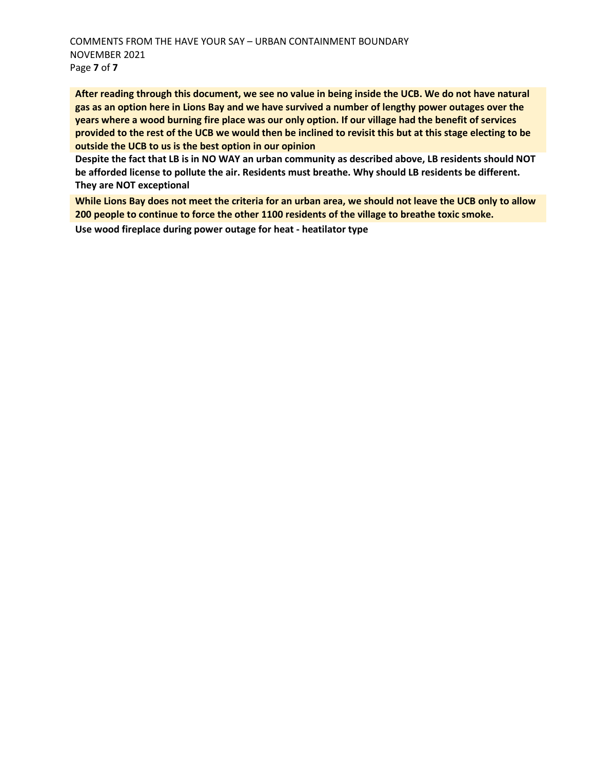**After reading through this document, we see no value in being inside the UCB. We do not have natural gas as an option here in Lions Bay and we have survived a number of lengthy power outages over the years where a wood burning fire place was our only option. If our village had the benefit of services provided to the rest of the UCB we would then be inclined to revisit this but at this stage electing to be outside the UCB to us is the best option in our opinion**

**Despite the fact that LB is in NO WAY an urban community as described above, LB residents should NOT be afforded license to pollute the air. Residents must breathe. Why should LB residents be different. They are NOT exceptional**

**While Lions Bay does not meet the criteria for an urban area, we should not leave the UCB only to allow 200 people to continue to force the other 1100 residents of the village to breathe toxic smoke.**

**Use wood fireplace during power outage for heat - heatilator type**